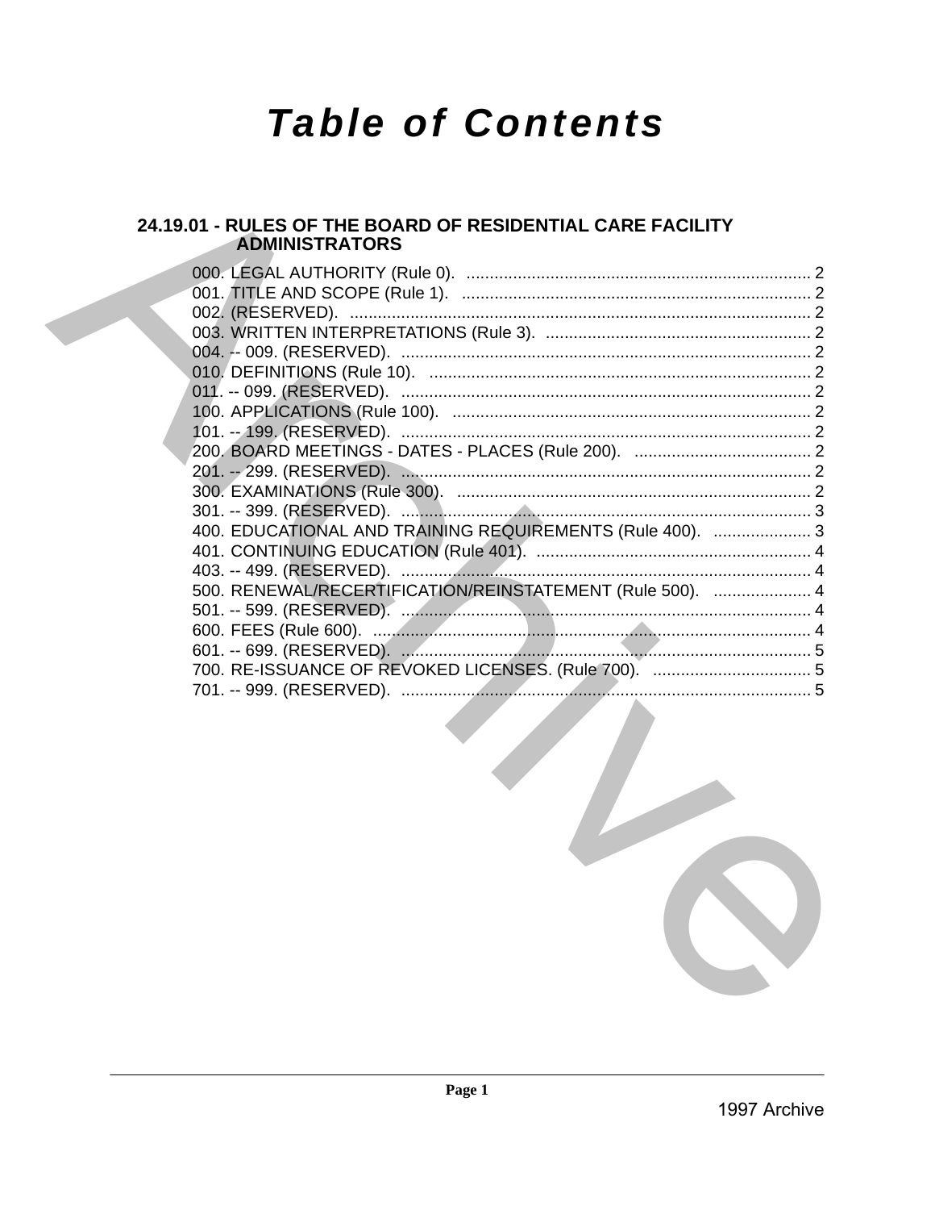# Table of Contents

## 24.19.01 - RULES OF THE BOARD OF RESIDENTIAL CARE FACILITY ADMINISTRATORS

000. LEGAL AUTHORITY (Rule 0). .......................................................................... 2
001. TITLE AND SCOPE (Rule 1). ........................................................................... 2
002. (RESERVED). .................................................................................................. 2
003. WRITTEN INTERPRETATIONS (Rule 3). ......................................................... 2
004. -- 009. (RESERVED). ........................................................................................ 2
010. DEFINITIONS (Rule 10). .................................................................................. 2
011. -- 099. (RESERVED). ........................................................................................ 2
100. APPLICATIONS (Rule 100). ............................................................................. 2
101. -- 199. (RESERVED). ........................................................................................ 2
200. BOARD MEETINGS - DATES - PLACES (Rule 200). ....................................... 2
201. -- 299. (RESERVED). ........................................................................................ 2
300. EXAMINATIONS (Rule 300). ............................................................................ 2
301. -- 399. (RESERVED). ........................................................................................ 3
400. EDUCATIONAL AND TRAINING REQUIREMENTS (Rule 400). ..................... 3
401. CONTINUING EDUCATION (Rule 401). ........................................................... 4
403. -- 499. (RESERVED). ........................................................................................ 4
500. RENEWAL/RECERTIFICATION/REINSTATEMENT (Rule 500). ..................... 4
501. -- 599. (RESERVED). ........................................................................................ 4
600. FEES (Rule 600). .............................................................................................. 4
601. -- 699. (RESERVED). ........................................................................................ 5
700. RE-ISSUANCE OF REVOKED LICENSES. (Rule 700). .................................. 5
701. -- 999. (RESERVED). ........................................................................................ 5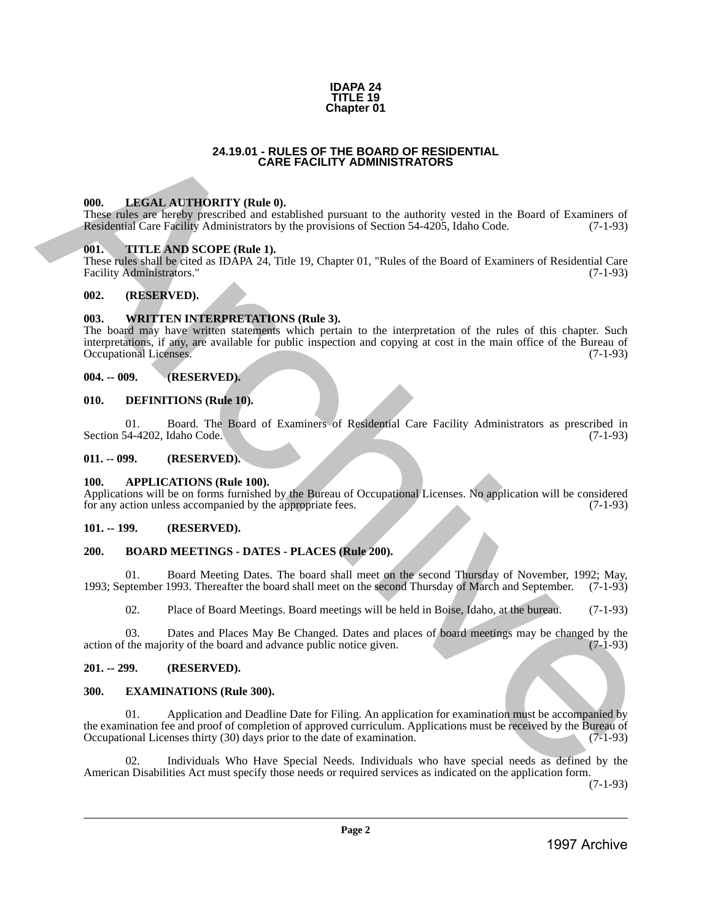**IDAPA 24**
**TITLE 19**
**Chapter 01**

## 24.19.01 - RULES OF THE BOARD OF RESIDENTIAL CARE FACILITY ADMINISTRATORS

### 000. LEGAL AUTHORITY (Rule 0).

These rules are hereby prescribed and established pursuant to the authority vested in the Board of Examiners of Residential Care Facility Administrators by the provisions of Section 54-4205, Idaho Code. (7-1-93)

### 001. TITLE AND SCOPE (Rule 1).

These rules shall be cited as IDAPA 24, Title 19, Chapter 01, "Rules of the Board of Examiners of Residential Care Facility Administrators." (7-1-93)

### 002. (RESERVED).

### 003. WRITTEN INTERPRETATIONS (Rule 3).

The board may have written statements which pertain to the interpretation of the rules of this chapter. Such interpretations, if any, are available for public inspection and copying at cost in the main office of the Bureau of Occupational Licenses. (7-1-93)

### 004. -- 009. (RESERVED).

### 010. DEFINITIONS (Rule 10).

01. Board. The Board of Examiners of Residential Care Facility Administrators as prescribed in Section 54-4202, Idaho Code. (7-1-93)

### 011. -- 099. (RESERVED).

### 100. APPLICATIONS (Rule 100).

Applications will be on forms furnished by the Bureau of Occupational Licenses. No application will be considered for any action unless accompanied by the appropriate fees. (7-1-93)

### 101. -- 199. (RESERVED).

### 200. BOARD MEETINGS - DATES - PLACES (Rule 200).

01. Board Meeting Dates. The board shall meet on the second Thursday of November, 1992; May, 1993; September 1993. Thereafter the board shall meet on the second Thursday of March and September. (7-1-93)

02. Place of Board Meetings. Board meetings will be held in Boise, Idaho, at the bureau. (7-1-93)

03. Dates and Places May Be Changed. Dates and places of board meetings may be changed by the action of the majority of the board and advance public notice given. (7-1-93)

### 201. -- 299. (RESERVED).

### 300. EXAMINATIONS (Rule 300).

01. Application and Deadline Date for Filing. An application for examination must be accompanied by the examination fee and proof of completion of approved curriculum. Applications must be received by the Bureau of Occupational Licenses thirty (30) days prior to the date of examination. (7-1-93)

02. Individuals Who Have Special Needs. Individuals who have special needs as defined by the American Disabilities Act must specify those needs or required services as indicated on the application form. (7-1-93)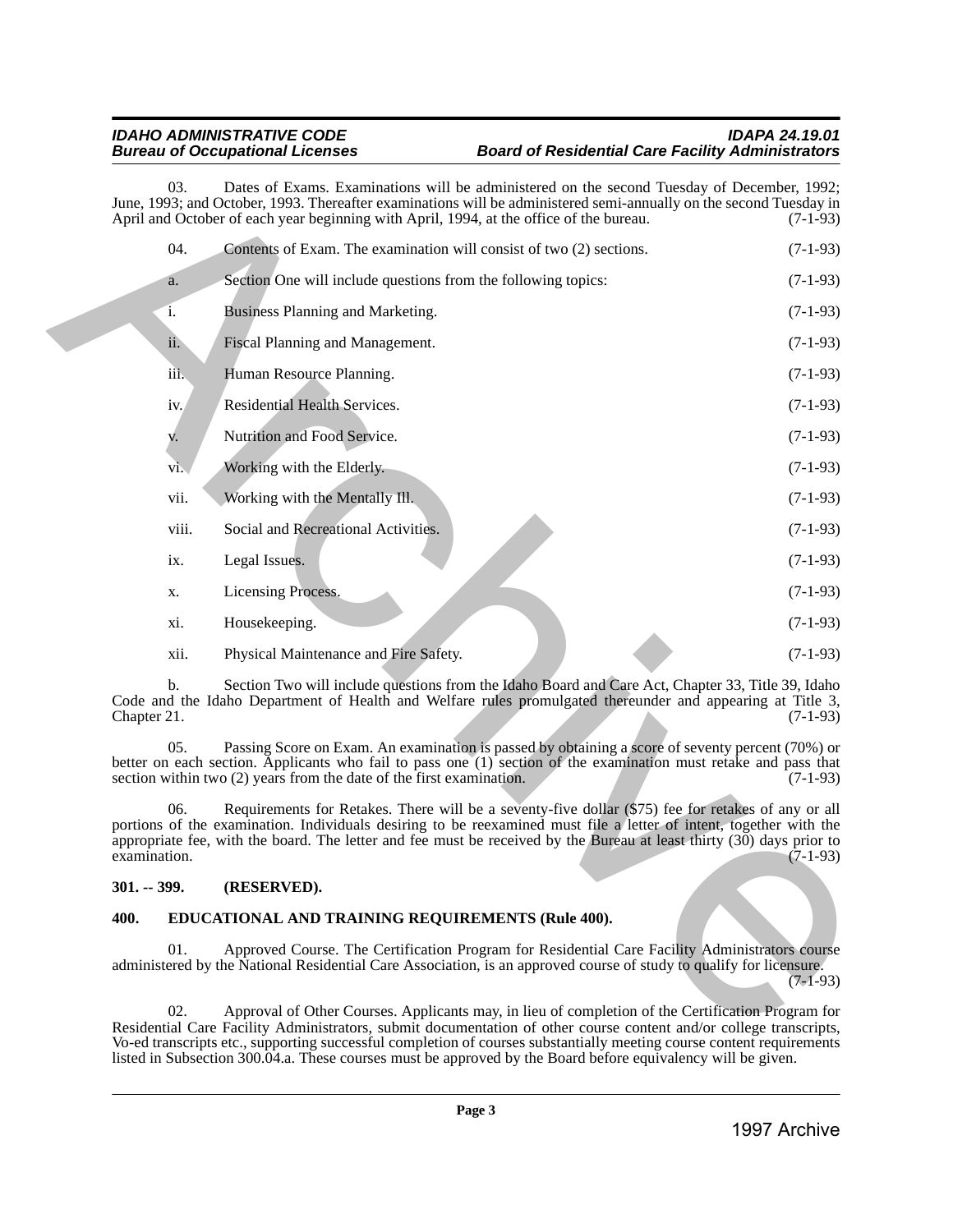03. Dates of Exams. Examinations will be administered on the second Tuesday of December, 1992; June, 1993; and October, 1993. Thereafter examinations will be administered semi-annually on the second Tuesday in April and October of each year beginning with April, 1994, at the office of the bureau. (7-1-93)

04. Contents of Exam. The examination will consist of two (2) sections. (7-1-93)

a. Section One will include questions from the following topics: (7-1-93)

i. Business Planning and Marketing. (7-1-93)

ii. Fiscal Planning and Management. (7-1-93)

iii. Human Resource Planning. (7-1-93)

iv. Residential Health Services. (7-1-93)

v. Nutrition and Food Service. (7-1-93)

vi. Working with the Elderly. (7-1-93)

vii. Working with the Mentally Ill. (7-1-93)

viii. Social and Recreational Activities. (7-1-93)

ix. Legal Issues. (7-1-93)

x. Licensing Process. (7-1-93)

xi. Housekeeping. (7-1-93)

xii. Physical Maintenance and Fire Safety. (7-1-93)

b. Section Two will include questions from the Idaho Board and Care Act, Chapter 33, Title 39, Idaho Code and the Idaho Department of Health and Welfare rules promulgated thereunder and appearing at Title 3, Chapter 21. (7-1-93)

05. Passing Score on Exam. An examination is passed by obtaining a score of seventy percent (70%) or better on each section. Applicants who fail to pass one (1) section of the examination must retake and pass that section within two (2) years from the date of the first examination. (7-1-93)

06. Requirements for Retakes. There will be a seventy-five dollar ($75) fee for retakes of any or all portions of the examination. Individuals desiring to be reexamined must file a letter of intent, together with the appropriate fee, with the board. The letter and fee must be received by the Bureau at least thirty (30) days prior to examination. (7-1-93)

**301. -- 399. (RESERVED).**

**400. EDUCATIONAL AND TRAINING REQUIREMENTS (Rule 400).**

01. Approved Course. The Certification Program for Residential Care Facility Administrators course administered by the National Residential Care Association, is an approved course of study to qualify for licensure. (7-1-93)

02. Approval of Other Courses. Applicants may, in lieu of completion of the Certification Program for Residential Care Facility Administrators, submit documentation of other course content and/or college transcripts, Vo-ed transcripts etc., supporting successful completion of courses substantially meeting course content requirements listed in Subsection 300.04.a. These courses must be approved by the Board before equivalency will be given.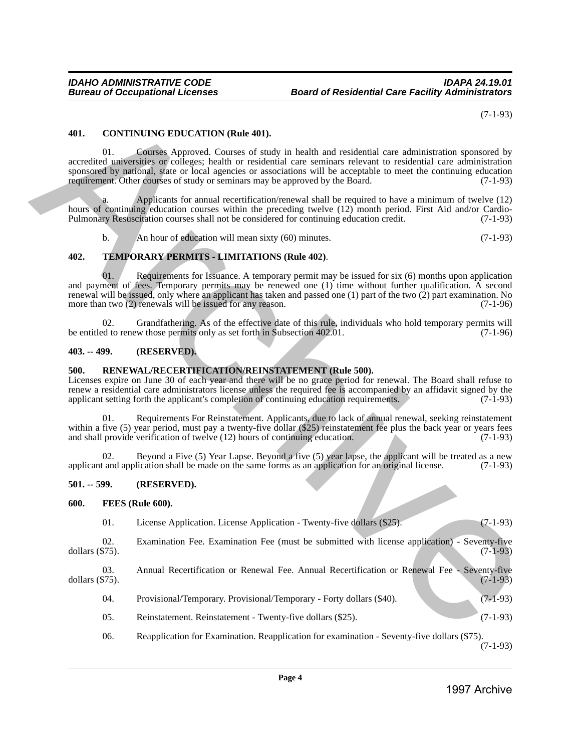(7-1-93)

### 401. CONTINUING EDUCATION (Rule 401).

01. Courses Approved. Courses of study in health and residential care administration sponsored by accredited universities or colleges; health or residential care seminars relevant to residential care administration sponsored by national, state or local agencies or associations will be acceptable to meet the continuing education requirement. Other courses of study or seminars may be approved by the Board. (7-1-93)

a. Applicants for annual recertification/renewal shall be required to have a minimum of twelve (12) hours of continuing education courses within the preceding twelve (12) month period. First Aid and/or Cardio-Pulmonary Resuscitation courses shall not be considered for continuing education credit. (7-1-93)

b. An hour of education will mean sixty (60) minutes. (7-1-93)

### 402. TEMPORARY PERMITS - LIMITATIONS (Rule 402).

01. Requirements for Issuance. A temporary permit may be issued for six (6) months upon application and payment of fees. Temporary permits may be renewed one (1) time without further qualification. A second renewal will be issued, only where an applicant has taken and passed one (1) part of the two (2) part examination. No more than two (2) renewals will be issued for any reason. (7-1-96)

02. Grandfathering. As of the effective date of this rule, individuals who hold temporary permits will be entitled to renew those permits only as set forth in Subsection 402.01. (7-1-96)

### 403. -- 499. (RESERVED).

### 500. RENEWAL/RECERTIFICATION/REINSTATEMENT (Rule 500).

Licenses expire on June 30 of each year and there will be no grace period for renewal. The Board shall refuse to renew a residential care administrators license unless the required fee is accompanied by an affidavit signed by the applicant setting forth the applicant's completion of continuing education requirements. (7-1-93)

01. Requirements For Reinstatement. Applicants, due to lack of annual renewal, seeking reinstatement within a five (5) year period, must pay a twenty-five dollar ($25) reinstatement fee plus the back year or years fees and shall provide verification of twelve (12) hours of continuing education. (7-1-93)

02. Beyond a Five (5) Year Lapse. Beyond a five (5) year lapse, the applicant will be treated as a new applicant and application shall be made on the same forms as an application for an original license. (7-1-93)

### 501. -- 599. (RESERVED).

### 600. FEES (Rule 600).

01. License Application. License Application - Twenty-five dollars ($25). (7-1-93)

02. Examination Fee. Examination Fee (must be submitted with license application) - Seventy-five dollars ($75). (7-1-93)

03. Annual Recertification or Renewal Fee. Annual Recertification or Renewal Fee - Seventy-five dollars ($75). (7-1-93)

04. Provisional/Temporary. Provisional/Temporary - Forty dollars ($40). (7-1-93)

05. Reinstatement. Reinstatement - Twenty-five dollars ($25). (7-1-93)

06. Reapplication for Examination. Reapplication for examination - Seventy-five dollars ($75). (7-1-93)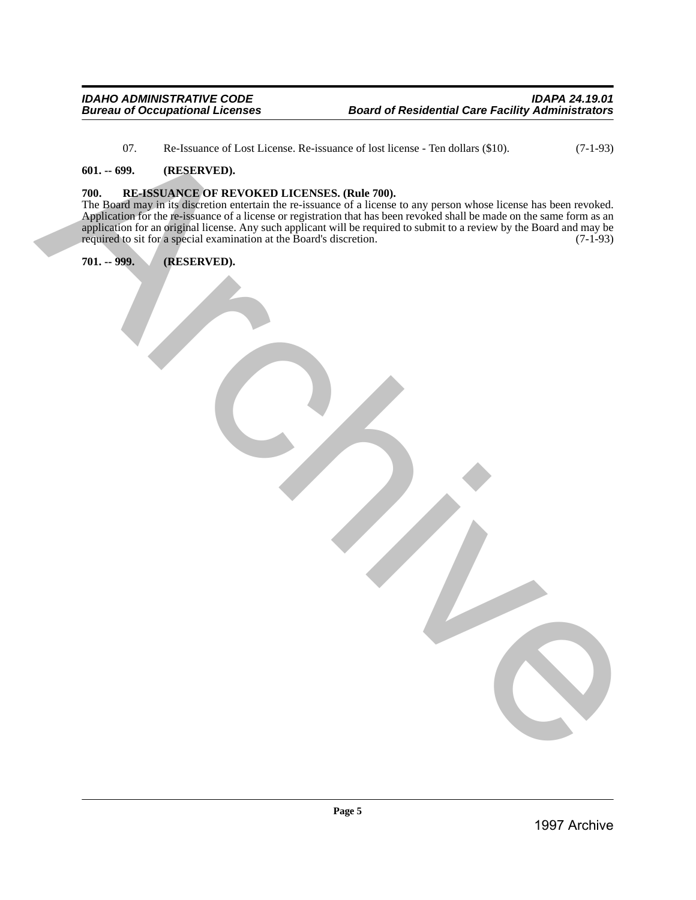07. Re-Issuance of Lost License. Re-issuance of lost license - Ten dollars ($10). (7-1-93)

**601. -- 699. (RESERVED).**

**700. RE-ISSUANCE OF REVOKED LICENSES. (Rule 700).**

The Board may in its discretion entertain the re-issuance of a license to any person whose license has been revoked. Application for the re-issuance of a license or registration that has been revoked shall be made on the same form as an application for an original license. Any such applicant will be required to submit to a review by the Board and may be required to sit for a special examination at the Board's discretion. (7-1-93)

**701. -- 999. (RESERVED).**